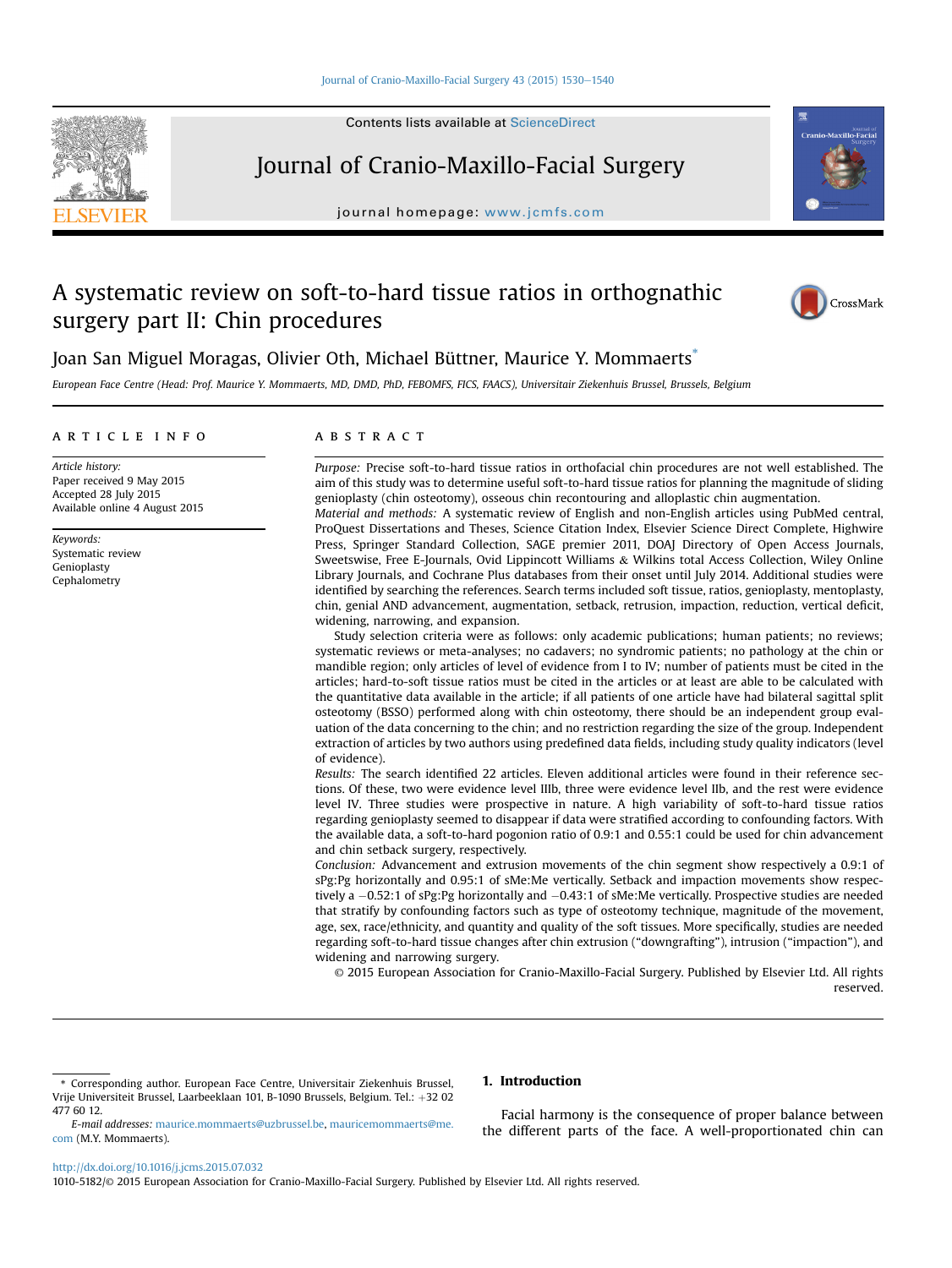# A systematic review on soft-to-hard tissue ratios in orthognathic surgery part II: Chin procedures

Joan San Miguel Moragas, Olivier Oth, Michael Büttner, Maurice Y. Mommaerts*

*European Face Centre (Head: Prof. Maurice Y. Mommaerts, MD, DMD, PhD, FEBOMFS, FICS, FAACS), Universitair Ziekenhuis Brussel, Brussels, Belgium*

## ARTICLE INFO

*Article history:*
Paper received 9 May 2015
Accepted 28 July 2015
Available online 4 August 2015

*Keywords:*
Systematic review
Genioplasty
Cephalometry

## ABSTRACT

*Purpose:* Precise soft-to-hard tissue ratios in orthofacial chin procedures are not well established. The aim of this study was to determine useful soft-to-hard tissue ratios for planning the magnitude of sliding genioplasty (chin osteotomy), osseous chin recontouring and alloplastic chin augmentation.

*Material and methods:* A systematic review of English and non-English articles using PubMed central, ProQuest Dissertations and Theses, Science Citation Index, Elsevier Science Direct Complete, Highwire Press, Springer Standard Collection, SAGE premier 2011, DOAJ Directory of Open Access Journals, Sweetswise, Free E-Journals, Ovid Lippincott Williams & Wilkins total Access Collection, Wiley Online Library Journals, and Cochrane Plus databases from their onset until July 2014. Additional studies were identified by searching the references. Search terms included soft tissue, ratios, genioplasty, mentoplasty, chin, genial AND advancement, augmentation, setback, retrusion, impaction, reduction, vertical deficit, widening, narrowing, and expansion.

Study selection criteria were as follows: only academic publications; human patients; no reviews; systematic reviews or meta-analyses; no cadavers; no syndromic patients; no pathology at the chin or mandible region; only articles of level of evidence from I to IV; number of patients must be cited in the articles; hard-to-soft tissue ratios must be cited in the articles or at least are able to be calculated with the quantitative data available in the article; if all patients of one article have had bilateral sagittal split osteotomy (BSSO) performed along with chin osteotomy, there should be an independent group evaluation of the data concerning to the chin; and no restriction regarding the size of the group. Independent extraction of articles by two authors using predefined data fields, including study quality indicators (level of evidence).

*Results:* The search identified 22 articles. Eleven additional articles were found in their reference sections. Of these, two were evidence level IIIb, three were evidence level IIb, and the rest were evidence level IV. Three studies were prospective in nature. A high variability of soft-to-hard tissue ratios regarding genioplasty seemed to disappear if data were stratified according to confounding factors. With the available data, a soft-to-hard pogonion ratio of 0.9:1 and 0.55:1 could be used for chin advancement and chin setback surgery, respectively.

*Conclusion:* Advancement and extrusion movements of the chin segment show respectively a 0.9:1 of sPg:Pg horizontally and 0.95:1 of sMe:Me vertically. Setback and impaction movements show respectively a −0.52:1 of sPg:Pg horizontally and −0.43:1 of sMe:Me vertically. Prospective studies are needed that stratify by confounding factors such as type of osteotomy technique, magnitude of the movement, age, sex, race/ethnicity, and quantity and quality of the soft tissues. More specifically, studies are needed regarding soft-to-hard tissue changes after chin extrusion ("downgrafting"), intrusion ("impaction"), and widening and narrowing surgery.

© 2015 European Association for Cranio-Maxillo-Facial Surgery. Published by Elsevier Ltd. All rights reserved.

## 1. Introduction

Facial harmony is the consequence of proper balance between the different parts of the face. A well-proportionated chin can

---

\* Corresponding author. European Face Centre, Universitair Ziekenhuis Brussel, Vrije Universiteit Brussel, Laarbeeklaan 101, B-1090 Brussels, Belgium. Tel.: +32 02 477 60 12.

*E-mail addresses:* maurice.mommaerts@uzbrussel.be, mauricemommaerts@me.com (M.Y. Mommaerts).

http://dx.doi.org/10.1016/j.jcms.2015.07.032

1010-5182/© 2015 European Association for Cranio-Maxillo-Facial Surgery. Published by Elsevier Ltd. All rights reserved.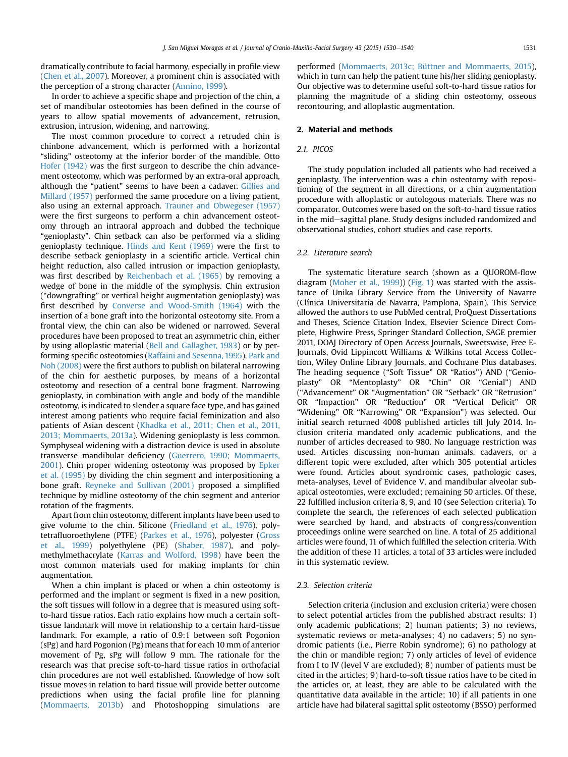dramatically contribute to facial harmony, especially in profile view (Chen et al., 2007). Moreover, a prominent chin is associated with the perception of a strong character (Annino, 1999).

In order to achieve a specific shape and projection of the chin, a set of mandibular osteotomies has been defined in the course of years to allow spatial movements of advancement, retrusion, extrusion, intrusion, widening, and narrowing.

The most common procedure to correct a retruded chin is chinbone advancement, which is performed with a horizontal "sliding" osteotomy at the inferior border of the mandible. Otto Hofer (1942) was the first surgeon to describe the chin advancement osteotomy, which was performed by an extra-oral approach, although the "patient" seems to have been a cadaver. Gillies and Millard (1957) performed the same procedure on a living patient, also using an external approach. Trauner and Obwegeser (1957) were the first surgeons to perform a chin advancement osteotomy through an intraoral approach and dubbed the technique "genioplasty". Chin setback can also be performed via a sliding genioplasty technique. Hinds and Kent (1969) were the first to describe setback genioplasty in a scientific article. Vertical chin height reduction, also called intrusion or impaction genioplasty, was first described by Reichenbach et al. (1965) by removing a wedge of bone in the middle of the symphysis. Chin extrusion ("downgrafting" or vertical height augmentation genioplasty) was first described by Converse and Wood-Smith (1964) with the insertion of a bone graft into the horizontal osteotomy site. From a frontal view, the chin can also be widened or narrowed. Several procedures have been proposed to treat an asymmetric chin, either by using alloplastic material (Bell and Gallagher, 1983) or by performing specific osteotomies (Raffaini and Sesenna, 1995). Park and Noh (2008) were the first authors to publish on bilateral narrowing of the chin for aesthetic purposes, by means of a horizontal osteotomy and resection of a central bone fragment. Narrowing genioplasty, in combination with angle and body of the mandible osteotomy, is indicated to slender a square face type, and has gained interest among patients who require facial feminization and also patients of Asian descent (Khadka et al., 2011; Chen et al., 2011, 2013; Mommaerts, 2013a). Widening genioplasty is less common. Symphyseal widening with a distraction device is used in absolute transverse mandibular deficiency (Guerrero, 1990; Mommaerts, 2001). Chin proper widening osteotomy was proposed by Epker et al. (1995) by dividing the chin segment and interpositioning a bone graft. Reyneke and Sullivan (2001) proposed a simplified technique by midline osteotomy of the chin segment and anterior rotation of the fragments.

Apart from chin osteotomy, different implants have been used to give volume to the chin. Silicone (Friedland et al., 1976), polytetrafluoroethylene (PTFE) (Parkes et al., 1976), polyester (Gross et al., 1999) polyethylene (PE) (Shaber, 1987), and polymethylmethacrylate (Karras and Wolford, 1998) have been the most common materials used for making implants for chin augmentation.

When a chin implant is placed or when a chin osteotomy is performed and the implant or segment is fixed in a new position, the soft tissues will follow in a degree that is measured using soft-to-hard tissue ratios. Each ratio explains how much a certain soft-tissue landmark will move in relationship to a certain hard-tissue landmark. For example, a ratio of 0.9:1 between soft Pogonion (sPg) and hard Pogonion (Pg) means that for each 10 mm of anterior movement of Pg, sPg will follow 9 mm. The rationale for the research was that precise soft-to-hard tissue ratios in orthofacial chin procedures are not well established. Knowledge of how soft tissue moves in relation to hard tissue will provide better outcome predictions when using the facial profile line for planning (Mommaerts, 2013b) and Photoshopping simulations are performed (Mommaerts, 2013c; Büttner and Mommaerts, 2015), which in turn can help the patient tune his/her sliding genioplasty. Our objective was to determine useful soft-to-hard tissue ratios for planning the magnitude of a sliding chin osteotomy, osseous recontouring, and alloplastic augmentation.

## 2. Material and methods

### 2.1. PICOS

The study population included all patients who had received a genioplasty. The intervention was a chin osteotomy with repositioning of the segment in all directions, or a chin augmentation procedure with alloplastic or autologous materials. There was no comparator. Outcomes were based on the soft-to-hard tissue ratios in the mid–sagittal plane. Study designs included randomized and observational studies, cohort studies and case reports.

### 2.2. Literature search

The systematic literature search (shown as a QUOROM-flow diagram (Moher et al., 1999)) (Fig. 1) was started with the assistance of Unika Library Service from the University of Navarre (Clínica Universitaria de Navarra, Pamplona, Spain). This Service allowed the authors to use PubMed central, ProQuest Dissertations and Theses, Science Citation Index, Elsevier Science Direct Complete, Highwire Press, Springer Standard Collection, SAGE premier 2011, DOAJ Directory of Open Access Journals, Sweetswise, Free E-Journals, Ovid Lippincott Williams & Wilkins total Access Collection, Wiley Online Library Journals, and Cochrane Plus databases. The heading sequence ("Soft Tissue" OR "Ratios") AND ("Genioplasty" OR "Mentoplasty" OR "Chin" OR "Genial") AND ("Advancement" OR "Augmentation" OR "Setback" OR "Retrusion" OR "Impaction" OR "Reduction" OR "Vertical Deficit" OR "Widening" OR "Narrowing" OR "Expansion") was selected. Our initial search returned 4008 published articles till July 2014. Inclusion criteria mandated only academic publications, and the number of articles decreased to 980. No language restriction was used. Articles discussing non-human animals, cadavers, or a different topic were excluded, after which 305 potential articles were found. Articles about syndromic cases, pathologic cases, meta-analyses, Level of Evidence V, and mandibular alveolar subapical osteotomies, were excluded; remaining 50 articles. Of these, 22 fulfilled inclusion criteria 8, 9, and 10 (see Selection criteria). To complete the search, the references of each selected publication were searched by hand, and abstracts of congress/convention proceedings online were searched on line. A total of 25 additional articles were found, 11 of which fulfilled the selection criteria. With the addition of these 11 articles, a total of 33 articles were included in this systematic review.

### 2.3. Selection criteria

Selection criteria (inclusion and exclusion criteria) were chosen to select potential articles from the published abstract results: 1) only academic publications; 2) human patients; 3) no reviews, systematic reviews or meta-analyses; 4) no cadavers; 5) no syndromic patients (i.e., Pierre Robin syndrome); 6) no pathology at the chin or mandible region; 7) only articles of level of evidence from I to IV (level V are excluded); 8) number of patients must be cited in the articles; 9) hard-to-soft tissue ratios have to be cited in the articles or, at least, they are able to be calculated with the quantitative data available in the article; 10) if all patients in one article have had bilateral sagittal split osteotomy (BSSO) performed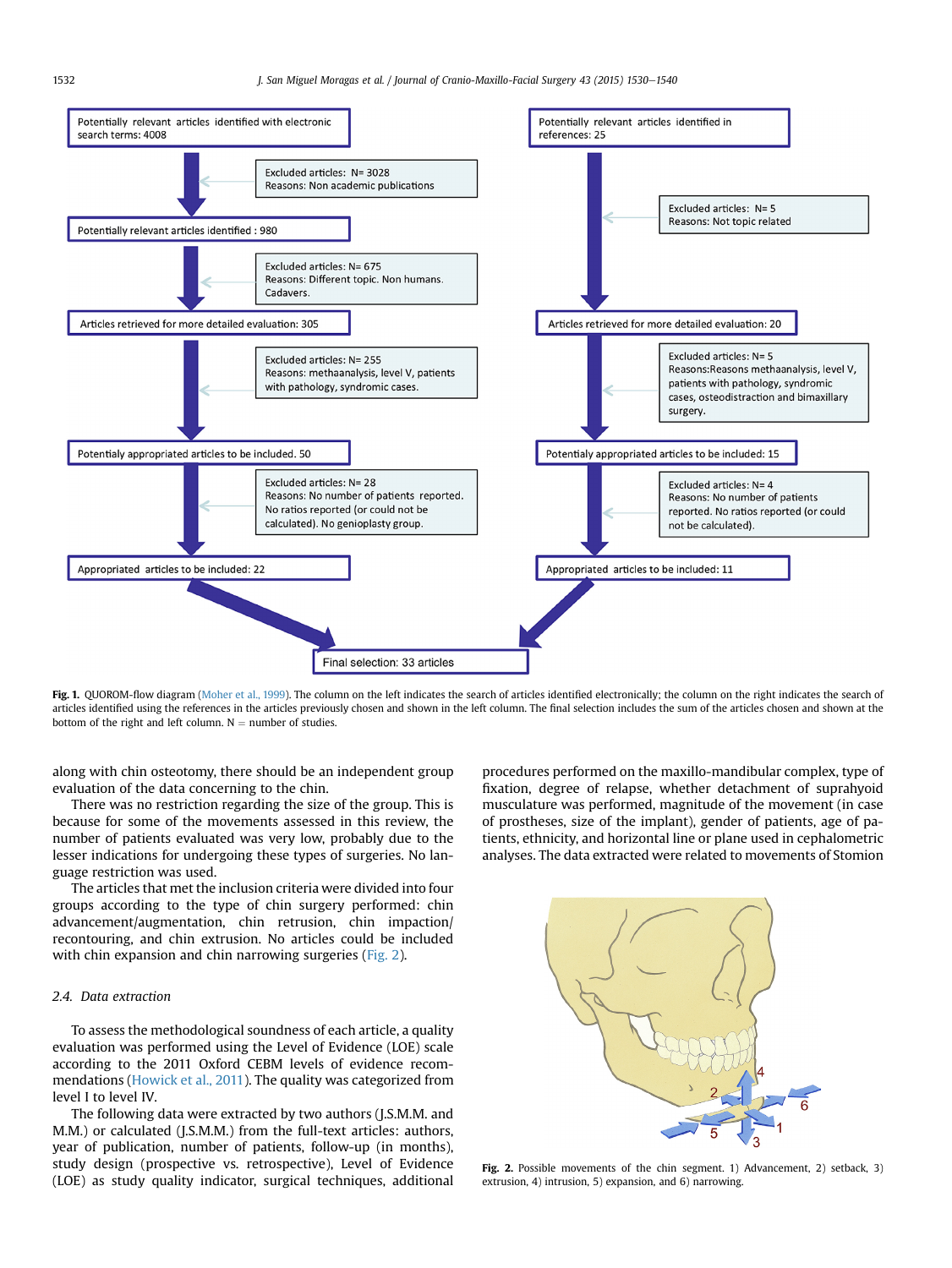Potentially relevant articles identified with electronic search terms: 4008

Excluded articles: N= 3028
Reasons: Non academic publications

Potentially relevant articles identified : 980

Excluded articles: N= 675
Reasons: Different topic. Non humans. Cadavers.

Articles retrieved for more detailed evaluation: 305

Excluded articles: N= 255
Reasons: methaanalysis, level V, patients with pathology, syndromic cases.

Potentialy appropriated articles to be included. 50

Excluded articles: N= 28
Reasons: No number of patients reported. No ratios reported (or could not be calculated). No genioplasty group.

Appropriated articles to be included: 22

Potentially relevant articles identified in references: 25

Excluded articles: N= 5
Reasons: Not topic related

Articles retrieved for more detailed evaluation: 20

Excluded articles: N= 5
Reasons:Reasons methaanalysis, level V, patients with pathology, syndromic cases, osteodistraction and bimaxillary surgery.

Potentialy appropriated articles to be included: 15

Excluded articles: N= 4
Reasons: No number of patients reported. No ratios reported (or could not be calculated).

Appropriated articles to be included: 11

Final selection: 33 articles

**Fig. 1.** QUOROM-flow diagram (Moher et al., 1999). The column on the left indicates the search of articles identified electronically; the column on the right indicates the search of articles identified using the references in the articles previously chosen and shown in the left column. The final selection includes the sum of the articles chosen and shown at the bottom of the right and left column. N = number of studies.

along with chin osteotomy, there should be an independent group evaluation of the data concerning to the chin.

There was no restriction regarding the size of the group. This is because for some of the movements assessed in this review, the number of patients evaluated was very low, probably due to the lesser indications for undergoing these types of surgeries. No language restriction was used.

The articles that met the inclusion criteria were divided into four groups according to the type of chin surgery performed: chin advancement/augmentation, chin retrusion, chin impaction/recontouring, and chin extrusion. No articles could be included with chin expansion and chin narrowing surgeries (Fig. 2).

### 2.4. Data extraction

To assess the methodological soundness of each article, a quality evaluation was performed using the Level of Evidence (LOE) scale according to the 2011 Oxford CEBM levels of evidence recommendations (Howick et al., 2011). The quality was categorized from level I to level IV.

The following data were extracted by two authors (J.S.M.M. and M.M.) or calculated (J.S.M.M.) from the full-text articles: authors, year of publication, number of patients, follow-up (in months), study design (prospective vs. retrospective), Level of Evidence (LOE) as study quality indicator, surgical techniques, additional procedures performed on the maxillo-mandibular complex, type of fixation, degree of relapse, whether detachment of suprahyoid musculature was performed, magnitude of the movement (in case of prostheses, size of the implant), gender of patients, age of patients, ethnicity, and horizontal line or plane used in cephalometric analyses. The data extracted were related to movements of Stomion

**Fig. 2.** Possible movements of the chin segment. 1) Advancement, 2) setback, 3) extrusion, 4) intrusion, 5) expansion, and 6) narrowing.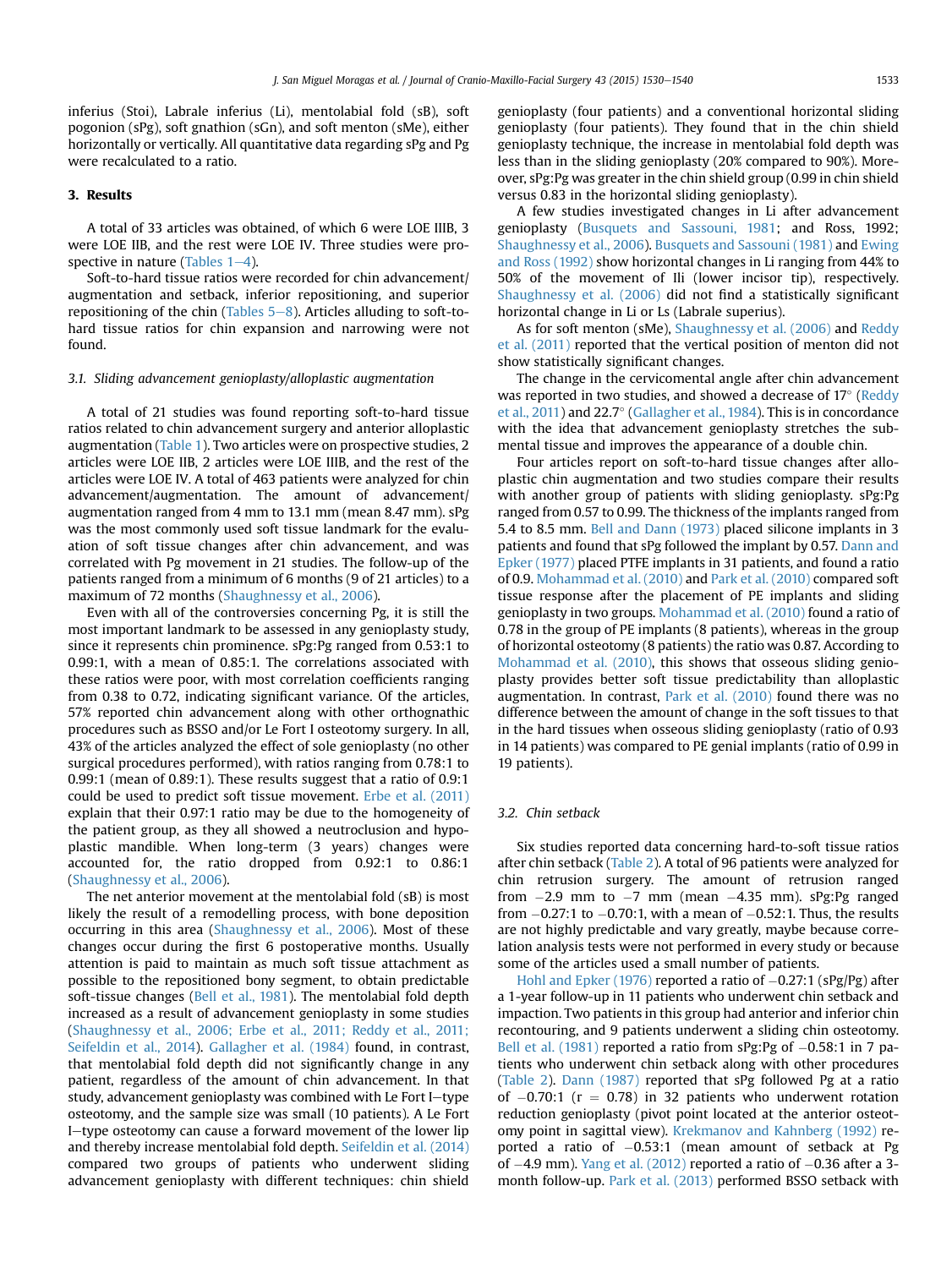inferius (Stoi), Labrale inferius (Li), mentolabial fold (sB), soft pogonion (sPg), soft gnathion (sGn), and soft menton (sMe), either horizontally or vertically. All quantitative data regarding sPg and Pg were recalculated to a ratio.

## 3. Results

A total of 33 articles was obtained, of which 6 were LOE IIIB, 3 were LOE IIB, and the rest were LOE IV. Three studies were prospective in nature (Tables 1–4).

Soft-to-hard tissue ratios were recorded for chin advancement/augmentation and setback, inferior repositioning, and superior repositioning of the chin (Tables 5–8). Articles alluding to soft-to-hard tissue ratios for chin expansion and narrowing were not found.

### 3.1. Sliding advancement genioplasty/alloplastic augmentation

A total of 21 studies was found reporting soft-to-hard tissue ratios related to chin advancement surgery and anterior alloplastic augmentation (Table 1). Two articles were on prospective studies, 2 articles were LOE IIB, 2 articles were LOE IIIB, and the rest of the articles were LOE IV. A total of 463 patients were analyzed for chin advancement/augmentation. The amount of advancement/augmentation ranged from 4 mm to 13.1 mm (mean 8.47 mm). sPg was the most commonly used soft tissue landmark for the evaluation of soft tissue changes after chin advancement, and was correlated with Pg movement in 21 studies. The follow-up of the patients ranged from a minimum of 6 months (9 of 21 articles) to a maximum of 72 months (Shaughnessy et al., 2006).

Even with all of the controversies concerning Pg, it is still the most important landmark to be assessed in any genioplasty study, since it represents chin prominence. sPg:Pg ranged from 0.53:1 to 0.99:1, with a mean of 0.85:1. The correlations associated with these ratios were poor, with most correlation coefficients ranging from 0.38 to 0.72, indicating significant variance. Of the articles, 57% reported chin advancement along with other orthognathic procedures such as BSSO and/or Le Fort I osteotomy surgery. In all, 43% of the articles analyzed the effect of sole genioplasty (no other surgical procedures performed), with ratios ranging from 0.78:1 to 0.99:1 (mean of 0.89:1). These results suggest that a ratio of 0.9:1 could be used to predict soft tissue movement. Erbe et al. (2011) explain that their 0.97:1 ratio may be due to the homogeneity of the patient group, as they all showed a neutroclusion and hypoplastic mandible. When long-term (3 years) changes were accounted for, the ratio dropped from 0.92:1 to 0.86:1 (Shaughnessy et al., 2006).

The net anterior movement at the mentolabial fold (sB) is most likely the result of a remodelling process, with bone deposition occurring in this area (Shaughnessy et al., 2006). Most of these changes occur during the first 6 postoperative months. Usually attention is paid to maintain as much soft tissue attachment as possible to the repositioned bony segment, to obtain predictable soft-tissue changes (Bell et al., 1981). The mentolabial fold depth increased as a result of advancement genioplasty in some studies (Shaughnessy et al., 2006; Erbe et al., 2011; Reddy et al., 2011; Seifeldin et al., 2014). Gallagher et al. (1984) found, in contrast, that mentolabial fold depth did not significantly change in any patient, regardless of the amount of chin advancement. In that study, advancement genioplasty was combined with Le Fort I–type osteotomy, and the sample size was small (10 patients). A Le Fort I–type osteotomy can cause a forward movement of the lower lip and thereby increase mentolabial fold depth. Seifeldin et al. (2014) compared two groups of patients who underwent sliding advancement genioplasty with different techniques: chin shield genioplasty (four patients) and a conventional horizontal sliding genioplasty (four patients). They found that in the chin shield genioplasty technique, the increase in mentolabial fold depth was less than in the sliding genioplasty (20% compared to 90%). Moreover, sPg:Pg was greater in the chin shield group (0.99 in chin shield versus 0.83 in the horizontal sliding genioplasty).

A few studies investigated changes in Li after advancement genioplasty (Busquets and Sassouni, 1981; and Ross, 1992; Shaughnessy et al., 2006). Busquets and Sassouni (1981) and Ewing and Ross (1992) show horizontal changes in Li ranging from 44% to 50% of the movement of Ili (lower incisor tip), respectively. Shaughnessy et al. (2006) did not find a statistically significant horizontal change in Li or Ls (Labrale superius).

As for soft menton (sMe), Shaughnessy et al. (2006) and Reddy et al. (2011) reported that the vertical position of menton did not show statistically significant changes.

The change in the cervicomental angle after chin advancement was reported in two studies, and showed a decrease of 17° (Reddy et al., 2011) and 22.7° (Gallagher et al., 1984). This is in concordance with the idea that advancement genioplasty stretches the submental tissue and improves the appearance of a double chin.

Four articles report on soft-to-hard tissue changes after alloplastic chin augmentation and two studies compare their results with another group of patients with sliding genioplasty. sPg:Pg ranged from 0.57 to 0.99. The thickness of the implants ranged from 5.4 to 8.5 mm. Bell and Dann (1973) placed silicone implants in 3 patients and found that sPg followed the implant by 0.57. Dann and Epker (1977) placed PTFE implants in 31 patients, and found a ratio of 0.9. Mohammad et al. (2010) and Park et al. (2010) compared soft tissue response after the placement of PE implants and sliding genioplasty in two groups. Mohammad et al. (2010) found a ratio of 0.78 in the group of PE implants (8 patients), whereas in the group of horizontal osteotomy (8 patients) the ratio was 0.87. According to Mohammad et al. (2010), this shows that osseous sliding genioplasty provides better soft tissue predictability than alloplastic augmentation. In contrast, Park et al. (2010) found there was no difference between the amount of change in the soft tissues to that in the hard tissues when osseous sliding genioplasty (ratio of 0.93 in 14 patients) was compared to PE genial implants (ratio of 0.99 in 19 patients).

### 3.2. Chin setback

Six studies reported data concerning hard-to-soft tissue ratios after chin setback (Table 2). A total of 96 patients were analyzed for chin retrusion surgery. The amount of retrusion ranged from −2.9 mm to −7 mm (mean −4.35 mm). sPg:Pg ranged from −0.27:1 to −0.70:1, with a mean of −0.52:1. Thus, the results are not highly predictable and vary greatly, maybe because correlation analysis tests were not performed in every study or because some of the articles used a small number of patients.

Hohl and Epker (1976) reported a ratio of −0.27:1 (sPg/Pg) after a 1-year follow-up in 11 patients who underwent chin setback and impaction. Two patients in this group had anterior and inferior chin recontouring, and 9 patients underwent a sliding chin osteotomy. Bell et al. (1981) reported a ratio from sPg:Pg of −0.58:1 in 7 patients who underwent chin setback along with other procedures (Table 2). Dann (1987) reported that sPg followed Pg at a ratio of −0.70:1 ($r = 0.78$) in 32 patients who underwent rotation reduction genioplasty (pivot point located at the anterior osteotomy point in sagittal view). Krekmanov and Kahnberg (1992) reported a ratio of −0.53:1 (mean amount of setback at Pg of −4.9 mm). Yang et al. (2012) reported a ratio of −0.36 after a 3-month follow-up. Park et al. (2013) performed BSSO setback with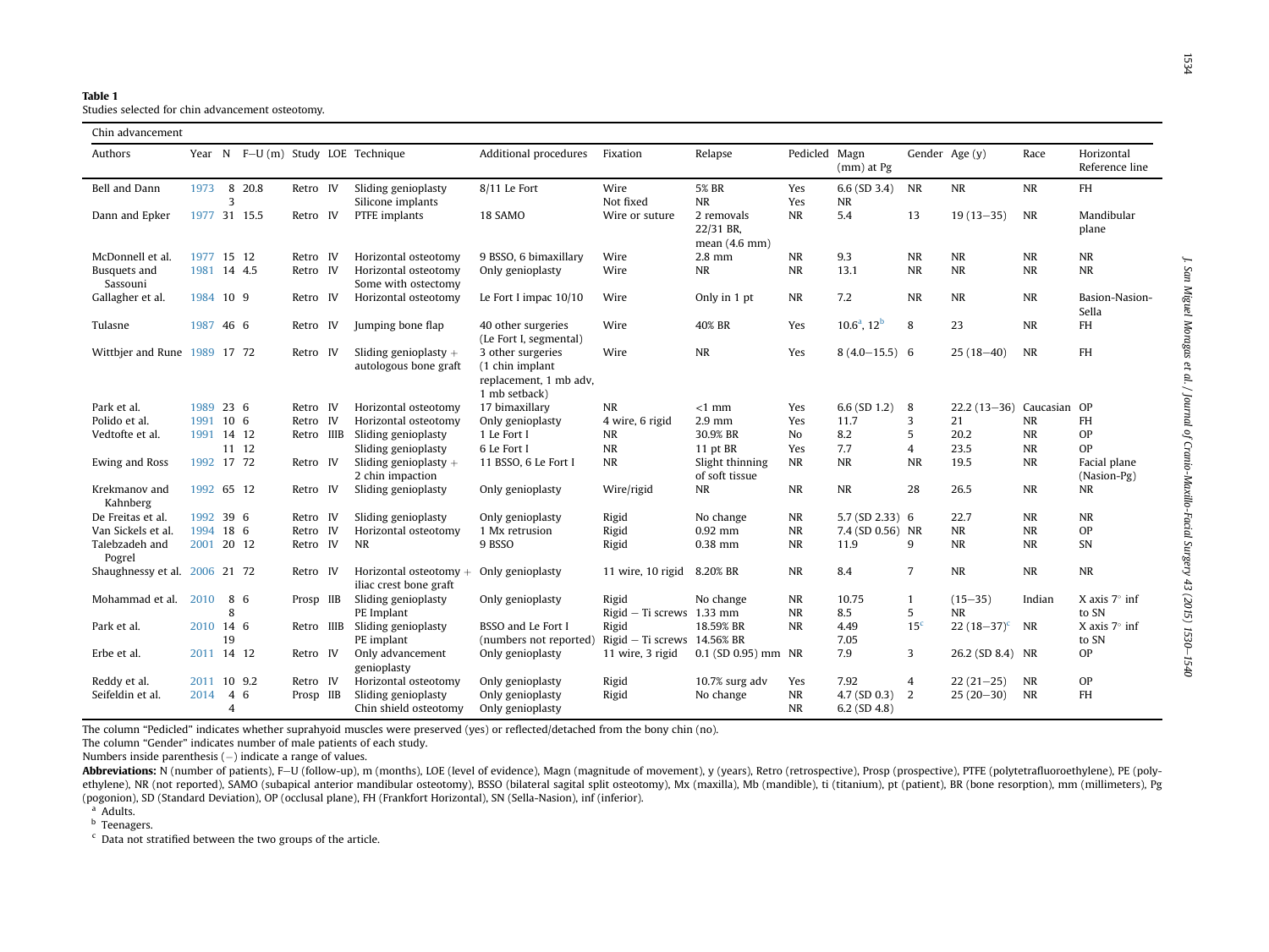**Table 1**
Studies selected for chin advancement osteotomy.

| Chin advancement | | | | | | | | | | | | | | |
|---|---|---|---|---|---|---|---|---|---|---|---|---|---|---|
| Authors | Year | N | F–U (m) | Study | LOE | Technique | Additional procedures | Fixation | Relapse | Pedicled | Magn (mm) at Pg | Gender | Age (y) | Race | Horizontal Reference line |
| Bell and Dann | 1973 | 8<br>3 | 20.8 | Retro | IV | Sliding genioplasty<br>Silicone implants | 8/11 Le Fort | Wire<br>Not fixed | 5% BR<br>NR | Yes<br>Yes | 6.6 (SD 3.4)<br>NR | NR | NR | NR | FH |
| Dann and Epker | 1977 | 31 | 15.5 | Retro | IV | PTFE implants | 18 SAMO | Wire or suture | 2 removals 22/31 BR, mean (4.6 mm) | NR | 5.4 | 13 | 19 (13–35) | NR | Mandibular plane |
| McDonnell et al. | 1977 | 15 | 12 | Retro | IV | Horizontal osteotomy | 9 BSSO, 6 bimaxillary | Wire | 2.8 mm | NR | 9.3 | NR | NR | NR | NR |
| Busquets and Sassouni | 1981 | 14 | 4.5 | Retro | IV | Horizontal osteotomy Some with ostectomy | Only genioplasty | Wire | NR | NR | 13.1 | NR | NR | NR | NR |
| Gallagher et al. | 1984 | 10 | 9 | Retro | IV | Horizontal osteotomy | Le Fort I impac 10/10 | Wire | Only in 1 pt | NR | 7.2 | NR | NR | NR | Basion-Nasion-Sella |
| Tulasne | 1987 | 46 | 6 | Retro | IV | Jumping bone flap | 40 other surgeries (Le Fort I, segmental) | Wire | 40% BR | Yes | 10.6[a], 12[b] | 8 | 23 | NR | FH |
| Wittbjer and Rune | 1989 | 17 | 72 | Retro | IV | Sliding genioplasty + autologous bone graft | 3 other surgeries (1 chin implant replacement, 1 mb adv, 1 mb setback) | Wire | NR | Yes | 8 (4.0–15.5) | 6 | 25 (18–40) | NR | FH |
| Park et al. | 1989 | 23 | 6 | Retro | IV | Horizontal osteotomy | 17 bimaxillary | NR | <1 mm | Yes | 6.6 (SD 1.2) | 8 | 22.2 (13–36) | Caucasian | OP |
| Polido et al. | 1991 | 10 | 6 | Retro | IV | Horizontal osteotomy | Only genioplasty | 4 wire, 6 rigid | 2.9 mm | Yes | 11.7 | 3 | 21 | NR | FH |
| Vedtofte et al. | 1991 | 14<br>11 | 12<br>12 | Retro | IIIB | Sliding genioplasty<br>Sliding genioplasty | 1 Le Fort I<br>6 Le Fort I | NR<br>NR | 30.9% BR<br>11 pt BR | No<br>Yes | 8.2<br>7.7 | 5<br>4 | 20.2<br>23.5 | NR<br>NR | OP<br>OP |
| Ewing and Ross | 1992 | 17 | 72 | Retro | IV | Sliding genioplasty + 2 chin impaction | 11 BSSO, 6 Le Fort I | NR | Slight thinning of soft tissue | NR | NR | NR | 19.5 | NR | Facial plane (Nasion-Pg) |
| Krekmanov and Kahnberg | 1992 | 65 | 12 | Retro | IV | Sliding genioplasty | Only genioplasty | Wire/rigid | NR | NR | NR | 28 | 26.5 | NR | NR |
| De Freitas et al. | 1992 | 39 | 6 | Retro | IV | Sliding genioplasty | Only genioplasty | Rigid | No change | NR | 5.7 (SD 2.33) | 6 | 22.7 | NR | NR |
| Van Sickels et al. | 1994 | 18 | 6 | Retro | IV | Horizontal osteotomy | 1 Mx retrusion | Rigid | 0.92 mm | NR | 7.4 (SD 0.56) | NR | NR | NR | OP |
| Talebzadeh and Pogrel | 2001 | 20 | 12 | Retro | IV | NR | 9 BSSO | Rigid | 0.38 mm | NR | 11.9 | 9 | NR | NR | SN |
| Shaughnessy et al. | 2006 | 21 | 72 | Retro | IV | Horizontal osteotomy + iliac crest bone graft | Only genioplasty | 11 wire, 10 rigid | 8.20% BR | NR | 8.4 | 7 | NR | NR | NR |
| Mohammad et al. | 2010 | 8<br>8 | 6 | Prosp | IIB | Sliding genioplasty<br>PE Implant | Only genioplasty | Rigid<br>Rigid – Ti screws | No change<br>1.33 mm | NR<br>NR | 10.75<br>8.5 | 1<br>5 | (15–35)<br>NR | Indian | X axis 7° inf to SN |
| Park et al. | 2010 | 14<br>19 | 6 | Retro | IIIB | Sliding genioplasty<br>PE implant | BSSO and Le Fort I (numbers not reported) | Rigid<br>Rigid – Ti screws | 18.59% BR<br>14.56% BR | NR | 4.49<br>7.05 | 15[c] | 22 (18–37)[c] | NR | X axis 7° inf to SN |
| Erbe et al. | 2011 | 14 | 12 | Retro | IV | Only advancement genioplasty | Only genioplasty | 11 wire, 3 rigid | 0.1 (SD 0.95) mm | NR | 7.9 | 3 | 26.2 (SD 8.4) | NR | OP |
| Reddy et al. | 2011 | 10 | 9.2 | Retro | IV | Horizontal osteotomy | Only genioplasty | Rigid | 10.7% surg adv | Yes | 7.92 | 4 | 22 (21–25) | NR | OP |
| Seifeldin et al. | 2014 | 4<br>4 | 6 | Prosp | IIB | Sliding genioplasty<br>Chin shield osteotomy | Only genioplasty<br>Only genioplasty | Rigid | No change | NR<br>NR | 4.7 (SD 0.3)<br>6.2 (SD 4.8) | 2 | 25 (20–30) | NR | FH |

The column "Pedicled" indicates whether suprahyoid muscles were preserved (yes) or reflected/detached from the bony chin (no).

The column "Gender" indicates number of male patients of each study.

Numbers inside parenthesis (–) indicate a range of values.

**Abbreviations:** N (number of patients), F–U (follow-up), m (months), LOE (level of evidence), Magn (magnitude of movement), y (years), Retro (retrospective), Prosp (prospective), PTFE (polytetrafluoroethylene), PE (polyethylene), NR (not reported), SAMO (subapical anterior mandibular osteotomy), BSSO (bilateral sagittal split osteotomy), Mx (maxilla), Mb (mandible), ti (titanium), pt (patient), BR (bone resorption), mm (millimeters), Pg (pogonion), SD (Standard Deviation), OP (occlusal plane), FH (Frankfort Horizontal), SN (Sella-Nasion), inf (inferior).

[a] Adults.

[b] Teenagers.

[c] Data not stratified between the two groups of the article.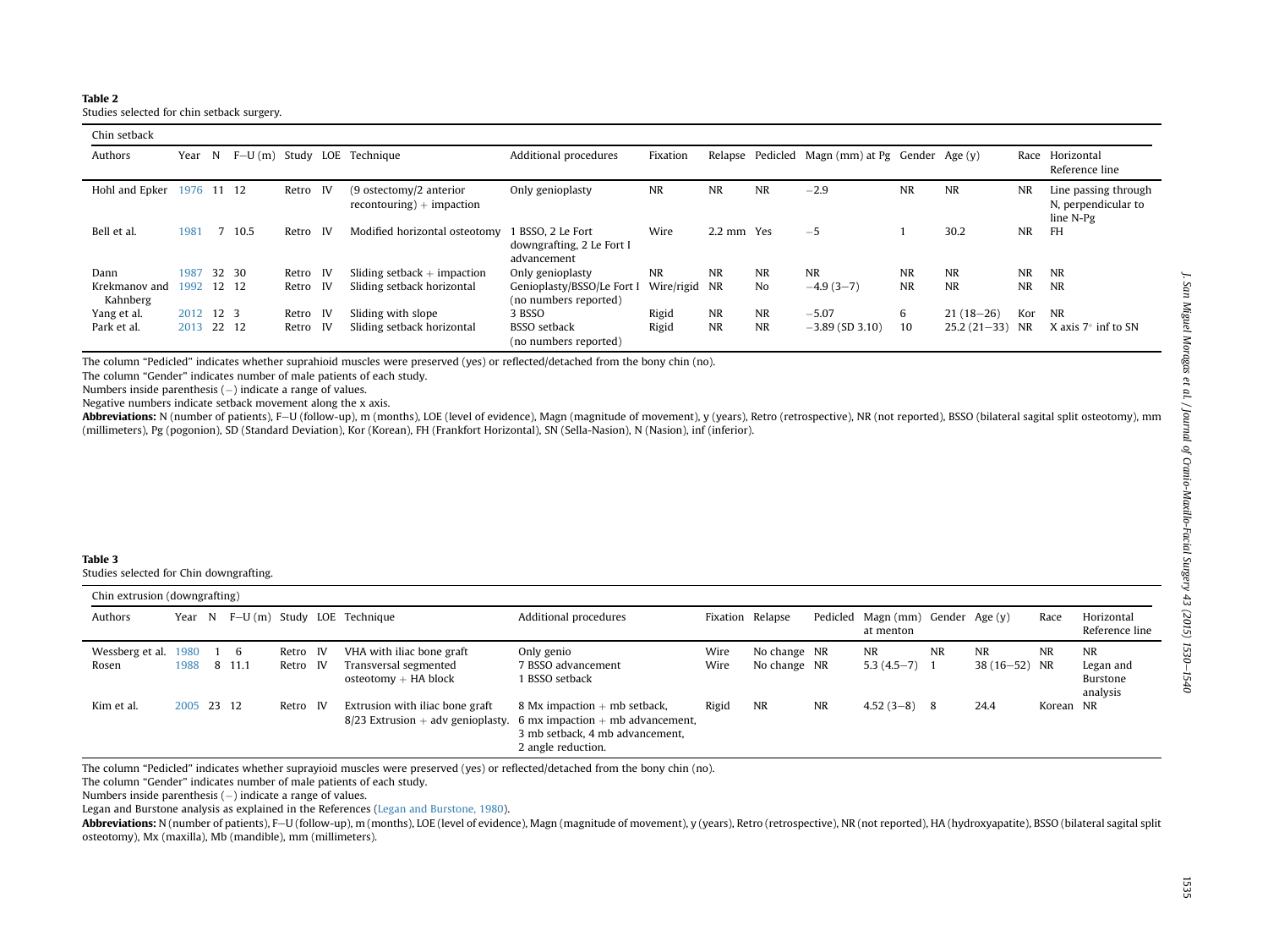**Table 2**
Studies selected for chin setback surgery.

| Chin setback | | | | | | | | | | | | | | | | |
|---|---|---|---|---|---|---|---|---|---|---|---|---|---|---|---|---|
| Authors | Year | N | F–U (m) | Study | LOE | Technique | Additional procedures | Fixation | Relapse | Pedicled | Magn (mm) at Pg | Gender | Age (y) | Race | Horizontal Reference line |
| Hohl and Epker | 1976 | 11 | 12 | Retro | IV | (9 ostectomy/2 anterior recontouring) + impaction | Only genioplasty | NR | NR | NR | −2.9 | NR | NR | NR | Line passing through N, perpendicular to line N-Pg |
| Bell et al. | 1981 | 7 | 10.5 | Retro | IV | Modified horizontal osteotomy | 1 BSSO, 2 Le Fort downgrafting, 2 Le Fort I advancement | Wire | 2.2 mm | Yes | −5 | 1 | 30.2 | NR | FH |
| Dann | 1987 | 32 | 30 | Retro | IV | Sliding setback + impaction | Only genioplasty | NR | NR | NR | NR | NR | NR | NR | NR |
| Krekmanov and Kahnberg | 1992 | 12 | 12 | Retro | IV | Sliding setback horizontal | Genioplasty/BSSO/Le Fort I (no numbers reported) | Wire/rigid | NR | No | −4.9 (3−7) | NR | NR | NR | NR |
| Yang et al. | 2012 | 12 | 3 | Retro | IV | Sliding with slope | 3 BSSO | Rigid | NR | NR | −5.07 | 6 | 21 (18−26) | Kor | NR |
| Park et al. | 2013 | 22 | 12 | Retro | IV | Sliding setback horizontal | BSSO setback (no numbers reported) | Rigid | NR | NR | −3.89 (SD 3.10) | 10 | 25.2 (21−33) | NR | X axis 7° inf to SN |

The column "Pedicled" indicates whether suprahioid muscles were preserved (yes) or reflected/detached from the bony chin (no).
The column "Gender" indicates number of male patients of each study.
Numbers inside parenthesis (−) indicate a range of values.
Negative numbers indicate setback movement along the x axis.
**Abbreviations:** N (number of patients), F–U (follow-up), m (months), LOE (level of evidence), Magn (magnitude of movement), y (years), Retro (retrospective), NR (not reported), BSSO (bilateral sagital split osteotomy), mm (millimeters), Pg (pogonion), SD (Standard Deviation), Kor (Korean), FH (Frankfort Horizontal), SN (Sella-Nasion), N (Nasion), inf (inferior).

**Table 3**
Studies selected for Chin downgrafting.

| Chin extrusion (downgrafting) | | | | | | | | | | | | | | | |
|---|---|---|---|---|---|---|---|---|---|---|---|---|---|---|---|
| Authors | Year | N | F–U (m) | Study | LOE | Technique | Additional procedures | Fixation | Relapse | Pedicled | Magn (mm) at menton | Gender | Age (y) | Race | Horizontal Reference line |
| Wessberg et al. | 1980 | 1 | 6 | Retro | IV | VHA with iliac bone graft | Only genio | Wire | No change | NR | NR | NR | NR | NR | NR |
| Rosen | 1988 | 8 | 11.1 | Retro | IV | Transversal segmented osteotomy + HA block | 7 BSSO advancement 1 BSSO setback | Wire | No change | NR | 5.3 (4.5−7) | 1 | 38 (16−52) | NR | Legan and Burstone analysis |
| Kim et al. | 2005 | 23 | 12 | Retro | IV | Extrusion with iliac bone graft 8/23 Extrusion + adv genioplasty. | 8 Mx impaction + mb setback, 6 mx impaction + mb advancement, 3 mb setback, 4 mb advancement, 2 angle reduction. | Rigid | NR | NR | 4.52 (3−8) | 8 | 24.4 | Korean | NR |

The column "Pedicled" indicates whether suprayioid muscles were preserved (yes) or reflected/detached from the bony chin (no).
The column "Gender" indicates number of male patients of each study.
Numbers inside parenthesis (−) indicate a range of values.
Legan and Burstone analysis as explained in the References (Legan and Burstone, 1980).
**Abbreviations:** N (number of patients), F–U (follow-up), m (months), LOE (level of evidence), Magn (magnitude of movement), y (years), Retro (retrospective), NR (not reported), HA (hydroxyapatite), BSSO (bilateral sagital split osteotomy), Mx (maxilla), Mb (mandible), mm (millimeters).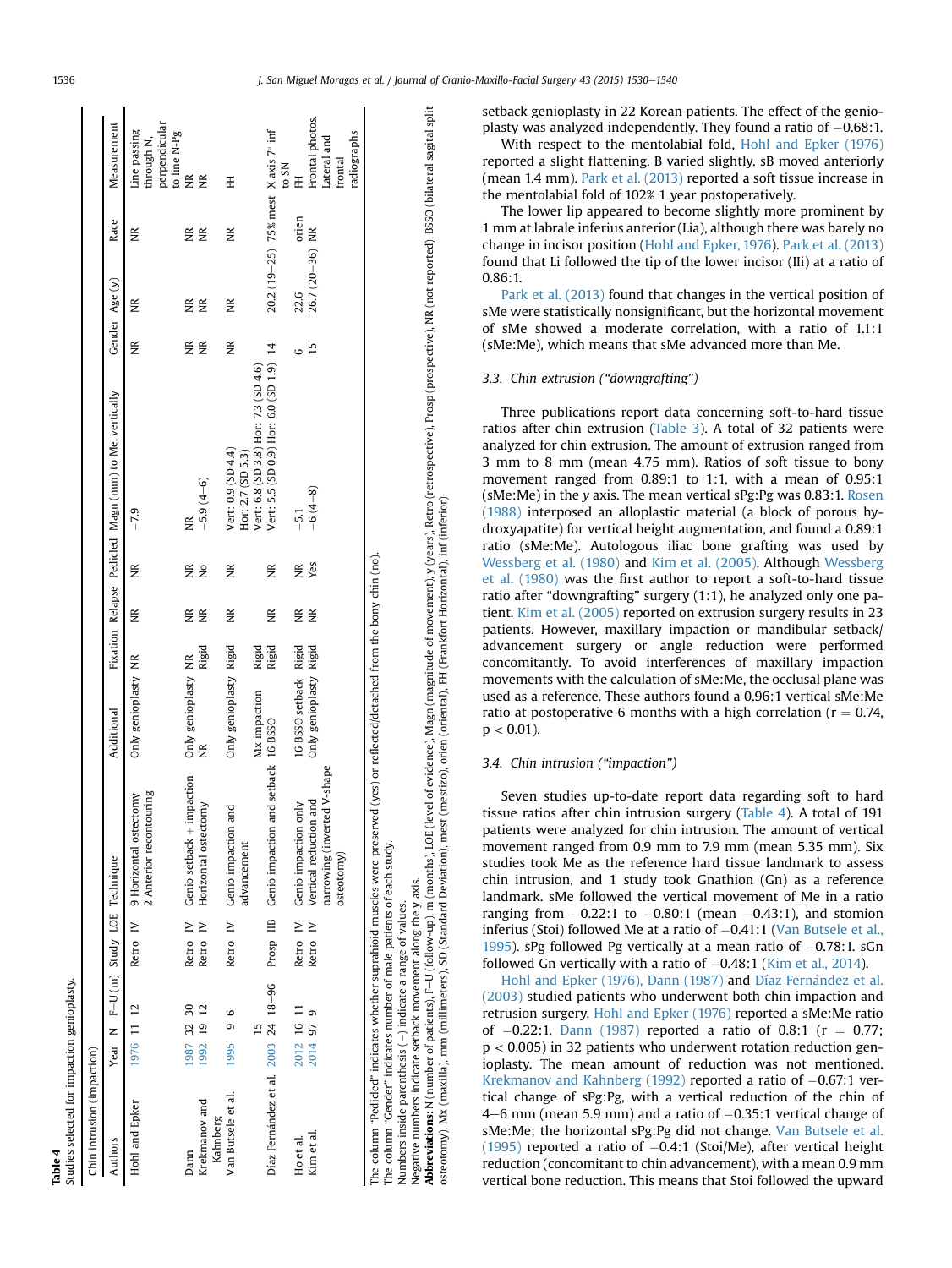**Table 4**
Studies selected for impaction genioplasty.

| Chin intrusion (impaction) | | | | | | | | | | | | | | | |
|---|---|---|---|---|---|---|---|---|---|---|---|---|---|---|---|
| Authors | Year | N | F–U (m) | Study | LOE | Technique | Additional | Fixation | Relapse | Pedicled | Magn (mm) to Me, vertically | Gender | Age (y) | Race | Measurement |
| Hohl and Epker | 1976 | 11 | 12 | Retro | IV | 9 Horizontal ostectomy 2 Anterior recontouring | Only genioplasty | NR | NR | NR | −7.9 | NR | NR | NR | Line passing through N, perpendicular to line N-Pg |
| Dann | 1987 | 32 | 30 | Retro | IV | Genio setback + impaction | Only genioplasty | NR | NR | NR | NR | NR | NR | NR | NR |
| Krekmanov and Kahnberg | 1992 | 19 | 12 | Retro | IV | Horizontal ostectomy | NR | Rigid | NR | No | −5.9 (4–6) | NR | NR | NR | NR |
| Van Butsele et al. | 1995 | 9 | 6 | Retro | IV | Genio impaction and advancement | Only genioplasty | Rigid | NR | NR | Vert: 0.9 (SD 4.4) Hor: 2.7 (SD 5.3) | NR | NR | NR | FH |
| Díaz Fernández et al. | 2003 | 24 | 18–96 | Prosp | IIB | Genio impaction and setback | Mx impaction 16 BSSO | Rigid Rigid | NR | NR | Vert: 6.8 (SD 3.8) Hor: 7.3 (SD 4.6) Vert: 5.5 (SD 0.9) Hor: 6.0 (SD 1.9) | 15 14 | 20.2 (19–25) | 75% mest orien | X axis 7° inf to SN |
| Ho et al. | 2012 | 16 | 11 | Retro | IV | Genio impaction only | 16 BSSO setback | Rigid | NR | NR | −5.1 | 6 | 22.6 | | FH |
| Kim et al. | 2014 | 97 | 9 | Retro | IV | Vertical reduction and narrowing (inverted V-shape osteotomy) | Only genioplasty | Rigid | NR | Yes | −6 (4–8) | 15 | 26.7 (20–36) | NR | Frontal photos. Lateral and frontal radiographs |

The column "Pedicled" indicates whether suprahioid muscles were preserved (yes) or reflected/detached from the bony chin (no).
The column "Gender" indicates number of male patients of each study.
Numbers inside parenthesis (–) indicate a range of values.
Negative numbers indicate setback movement along the y axis.
**Abbreviations:** N (number of patients), F–U (follow-up), m (months), LOE (level of evidence), Magn (magnitude of movement), y (years), Retro (retrospective), Prosp (prospective), NR (not reported), BSSO (bilateral sagital split osteotomy), Mx (maxilla), mm (millimeters), SD (Standard Deviation), mest (mestizo), orien (oriental), FH (Frankfort Horizontal), inf (inferior).

setback genioplasty in 22 Korean patients. The effect of the genioplasty was analyzed independently. They found a ratio of −0.68:1.

With respect to the mentolabial fold, Hohl and Epker (1976) reported a slight flattening. B varied slightly. sB moved anteriorly (mean 1.4 mm). Park et al. (2013) reported a soft tissue increase in the mentolabial fold of 102% 1 year postoperatively.

The lower lip appeared to become slightly more prominent by 1 mm at labrale inferius anterior (Lia), although there was barely no change in incisor position (Hohl and Epker, 1976). Park et al. (2013) found that Li followed the tip of the lower incisor (IIi) at a ratio of 0.86:1.

Park et al. (2013) found that changes in the vertical position of sMe were statistically nonsignificant, but the horizontal movement of sMe showed a moderate correlation, with a ratio of 1.1:1 (sMe:Me), which means that sMe advanced more than Me.

### 3.3. Chin extrusion ("downgrafting")

Three publications report data concerning soft-to-hard tissue ratios after chin extrusion (Table 3). A total of 32 patients were analyzed for chin extrusion. The amount of extrusion ranged from 3 mm to 8 mm (mean 4.75 mm). Ratios of soft tissue to bony movement ranged from 0.89:1 to 1:1, with a mean of 0.95:1 (sMe:Me) in the *y* axis. The mean vertical sPg:Pg was 0.83:1. Rosen (1988) interposed an alloplastic material (a block of porous hydroxyapatite) for vertical height augmentation, and found a 0.89:1 ratio (sMe:Me). Autologous iliac bone grafting was used by Wessberg et al. (1980) and Kim et al. (2005). Although Wessberg et al. (1980) was the first author to report a soft-to-hard tissue ratio after "downgrafting" surgery (1:1), he analyzed only one patient. Kim et al. (2005) reported on extrusion surgery results in 23 patients. However, maxillary impaction or mandibular setback/advancement surgery or angle reduction were performed concomitantly. To avoid interferences of maxillary impaction movements with the calculation of sMe:Me, the occlusal plane was used as a reference. These authors found a 0.96:1 vertical sMe:Me ratio at postoperative 6 months with a high correlation ($r = 0.74$, $p < 0.01$).

### 3.4. Chin intrusion ("impaction")

Seven studies up-to-date report data regarding soft to hard tissue ratios after chin intrusion surgery (Table 4). A total of 191 patients were analyzed for chin intrusion. The amount of vertical movement ranged from 0.9 mm to 7.9 mm (mean 5.35 mm). Six studies took Me as the reference hard tissue landmark to assess chin intrusion, and 1 study took Gnathion (Gn) as a reference landmark. sMe followed the vertical movement of Me in a ratio ranging from −0.22:1 to −0.80:1 (mean −0.43:1), and stomion inferius (Stoi) followed Me at a ratio of −0.41:1 (Van Butsele et al., 1995). sPg followed Pg vertically at a mean ratio of −0.78:1. sGn followed Gn vertically with a ratio of −0.48:1 (Kim et al., 2014).

Hohl and Epker (1976), Dann (1987) and Díaz Fernández et al. (2003) studied patients who underwent both chin impaction and retrusion surgery. Hohl and Epker (1976) reported a sMe:Me ratio of −0.22:1. Dann (1987) reported a ratio of 0.8:1 ($r = 0.77$; $p < 0.005$) in 32 patients who underwent rotation reduction genioplasty. The mean amount of reduction was not mentioned. Krekmanov and Kahnberg (1992) reported a ratio of −0.67:1 vertical change of sPg:Pg, with a vertical reduction of the chin of 4–6 mm (mean 5.9 mm) and a ratio of −0.35:1 vertical change of sMe:Me; the horizontal sPg:Pg did not change. Van Butsele et al. (1995) reported a ratio of −0.4:1 (Stoi/Me), after vertical height reduction (concomitant to chin advancement), with a mean 0.9 mm vertical bone reduction. This means that Stoi followed the upward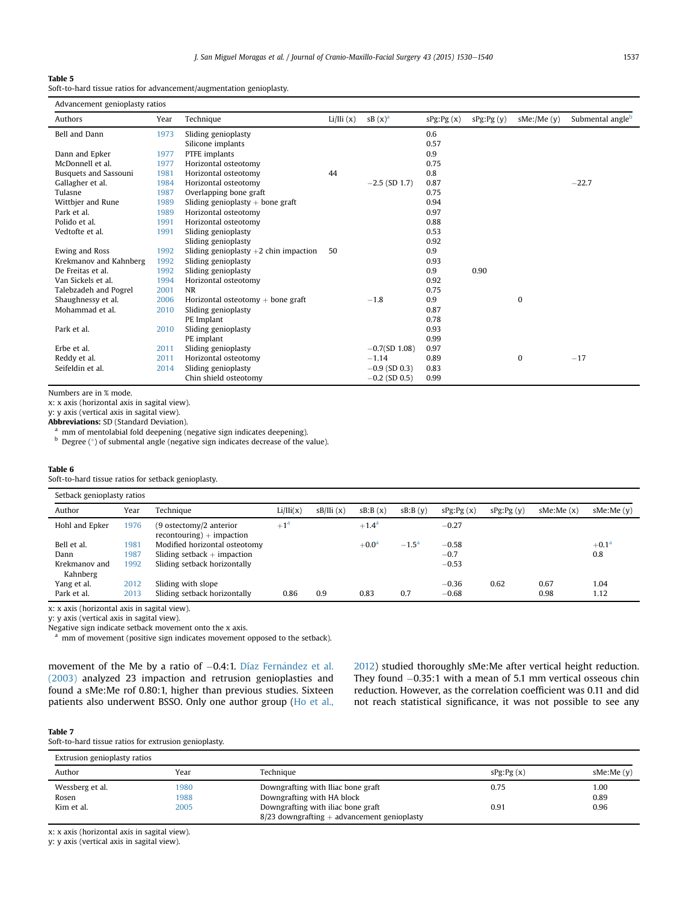**Table 5**
Soft-to-hard tissue ratios for advancement/augmentation genioplasty.

| Advancement genioplasty ratios | | | | | | | | |
|---|---|---|---|---|---|---|---|---|
| Authors | Year | Technique | Li/Ili (x) | sB (x)[a] | sPg:Pg (x) | sPg:Pg (y) | sMe:/Me (y) | Submental angle[b] |
| Bell and Dann | 1973 | Sliding genioplasty | | | 0.6 | | | |
| | | Silicone implants | | | 0.57 | | | |
| Dann and Epker | 1977 | PTFE implants | | | 0.9 | | | |
| McDonnell et al. | 1977 | Horizontal osteotomy | | | 0.75 | | | |
| Busquets and Sassouni | 1981 | Horizontal osteotomy | 44 | | 0.8 | | | |
| Gallagher et al. | 1984 | Horizontal osteotomy | | −2.5 (SD 1.7) | 0.87 | | | −22.7 |
| Tulasne | 1987 | Overlapping bone graft | | | 0.75 | | | |
| Wittbjer and Rune | 1989 | Sliding genioplasty + bone graft | | | 0.94 | | | |
| Park et al. | 1989 | Horizontal osteotomy | | | 0.97 | | | |
| Polido et al. | 1991 | Horizontal osteotomy | | | 0.88 | | | |
| Vedtofte et al. | 1991 | Sliding genioplasty | | | 0.53 | | | |
| | | Sliding genioplasty | | | 0.92 | | | |
| Ewing and Ross | 1992 | Sliding genioplasty +2 chin impaction | 50 | | 0.9 | | | |
| Krekmanov and Kahnberg | 1992 | Sliding genioplasty | | | 0.93 | | | |
| De Freitas et al. | 1992 | Sliding genioplasty | | | 0.9 | 0.90 | | |
| Van Sickels et al. | 1994 | Horizontal osteotomy | | | 0.92 | | | |
| Talebzadeh and Pogrel | 2001 | NR | | | 0.75 | | | |
| Shaughnessy et al. | 2006 | Horizontal osteotomy + bone graft | | −1.8 | 0.9 | | 0 | |
| Mohammad et al. | 2010 | Sliding genioplasty | | | 0.87 | | | |
| | | PE Implant | | | 0.78 | | | |
| Park et al. | 2010 | Sliding genioplasty | | | 0.93 | | | |
| | | PE implant | | | 0.99 | | | |
| Erbe et al. | 2011 | Sliding genioplasty | | −0.7(SD 1.08) | 0.97 | | | |
| Reddy et al. | 2011 | Horizontal osteotomy | | −1.14 | 0.89 | | 0 | −17 |
| Seifeldin et al. | 2014 | Sliding genioplasty | | −0.9 (SD 0.3) | 0.83 | | | |
| | | Chin shield osteotomy | | −0.2 (SD 0.5) | 0.99 | | | |

Numbers are in % mode.
x: x axis (horizontal axis in sagital view).
y: y axis (vertical axis in sagital view).
**Abbreviations:** SD (Standard Deviation).
[a] mm of mentolabial fold deepening (negative sign indicates deepening).
[b] Degree (°) of submental angle (negative sign indicates decrease of the value).

**Table 6**
Soft-to-hard tissue ratios for setback genioplasty.

| Setback genioplasty ratios | | | | | | | | | | | |
|---|---|---|---|---|---|---|---|---|---|---|---|
| Author | Year | Technique | Li/Ili(x) | sB/Ili (x) | sB:B (x) | sB:B (y) | sPg:Pg (x) | sPg:Pg (y) | sMe:Me (x) | sMe:Me (y) |
| Hohl and Epker | 1976 | (9 ostectomy/2 anterior recontouring) + impaction | +1[a] | | +1.4[a] | | −0.27 | | | |
| Bell et al. | 1981 | Modified horizontal osteotomy | | | +0.0[a] | −1.5[a] | −0.58 | | | +0.1[a] |
| Dann | 1987 | Sliding setback + impaction | | | | | −0.7 | | | 0.8 |
| Krekmanov and Kahnberg | 1992 | Sliding setback horizontally | | | | | −0.53 | | | |
| Yang et al. | 2012 | Sliding with slope | | | | | −0.36 | 0.62 | 0.67 | 1.04 |
| Park et al. | 2013 | Sliding setback horizontally | 0.86 | 0.9 | 0.83 | 0.7 | −0.68 | | 0.98 | 1.12 |

x: x axis (horizontal axis in sagital view).
y: y axis (vertical axis in sagital view).
Negative sign indicate setback movement onto the x axis.
[a] mm of movement (positive sign indicates movement opposed to the setback).

movement of the Me by a ratio of −0.4:1. Díaz Fernández et al. (2003) analyzed 23 impaction and retrusion genioplasties and found a sMe:Me rof 0.80:1, higher than previous studies. Sixteen patients also underwent BSSO. Only one author group (Ho et al., 2012) studied thoroughly sMe:Me after vertical height reduction. They found −0.35:1 with a mean of 5.1 mm vertical osseous chin reduction. However, as the correlation coefficient was 0.11 and did not reach statistical significance, it was not possible to see any

**Table 7**
Soft-to-hard tissue ratios for extrusion genioplasty.

| Extrusion genioplasty ratios | | | | |
|---|---|---|---|---|
| Author | Year | Technique | sPg:Pg (x) | sMe:Me (y) |
| Wessberg et al. | 1980 | Downgrafting with Iliac bone graft | 0.75 | 1.00 |
| Rosen | 1988 | Downgrafting with HA block | | 0.89 |
| Kim et al. | 2005 | Downgrafting with iliac bone graft 8/23 downgrafting + advancement genioplasty | 0.91 | 0.96 |

x: x axis (horizontal axis in sagital view).
y: y axis (vertical axis in sagital view).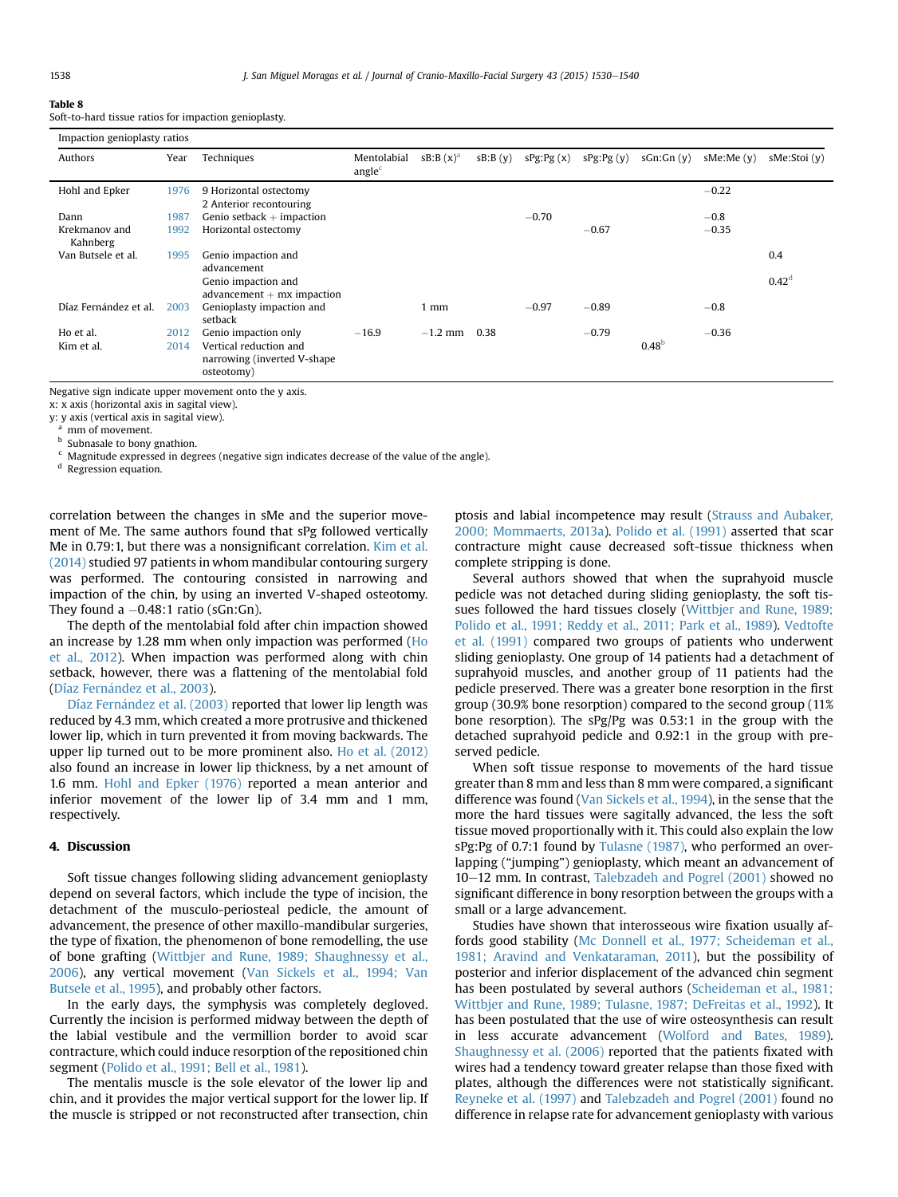**Table 8**
Soft-to-hard tissue ratios for impaction genioplasty.

| Impaction genioplasty ratios | | | | | | | | | | |
|---|---|---|---|---|---|---|---|---|---|---|
| Authors | Year | Techniques | Mentolabial angle[c] | sB:B (x)[a] | sB:B (y) | sPg:Pg (x) | sPg:Pg (y) | sGn:Gn (y) | sMe:Me (y) | sMe:Stoi (y) |
| Hohl and Epker | 1976 | 9 Horizontal ostectomy<br>2 Anterior recontouring | | | | | | | −0.22 | |
| Dann | 1987 | Genio setback + impaction | | | | −0.70 | | | −0.8 | |
| Krekmanov and Kahnberg | 1992 | Horizontal ostectomy | | | | | −0.67 | | −0.35 | |
| Van Butsele et al. | 1995 | Genio impaction and advancement | | | | | | | | 0.4 |
| | | Genio impaction and advancement + mx impaction | | | | | | | | 0.42[d] |
| Díaz Fernández et al. | 2003 | Genioplasty impaction and setback | | 1 mm | | −0.97 | −0.89 | | −0.8 | |
| Ho et al. | 2012 | Genio impaction only | −16.9 | −1.2 mm | 0.38 | | −0.79 | | −0.36 | |
| Kim et al. | 2014 | Vertical reduction and narrowing (inverted V-shape osteotomy) | | | | | | 0.48[b] | | |

Negative sign indicate upper movement onto the y axis.
x: x axis (horizontal axis in sagittal view).
y: y axis (vertical axis in sagittal view).
[a] mm of movement.
[b] Subnasale to bony gnathion.
[c] Magnitude expressed in degrees (negative sign indicates decrease of the value of the angle).
[d] Regression equation.

correlation between the changes in sMe and the superior movement of Me. The same authors found that sPg followed vertically Me in 0.79:1, but there was a nonsignificant correlation. Kim et al. (2014) studied 97 patients in whom mandibular contouring surgery was performed. The contouring consisted in narrowing and impaction of the chin, by using an inverted V-shaped osteotomy. They found a −0.48:1 ratio (sGn:Gn).

The depth of the mentolabial fold after chin impaction showed an increase by 1.28 mm when only impaction was performed (Ho et al., 2012). When impaction was performed along with chin setback, however, there was a flattening of the mentolabial fold (Díaz Fernández et al., 2003).

Díaz Fernández et al. (2003) reported that lower lip length was reduced by 4.3 mm, which created a more protrusive and thickened lower lip, which in turn prevented it from moving backwards. The upper lip turned out to be more prominent also. Ho et al. (2012) also found an increase in lower lip thickness, by a net amount of 1.6 mm. Hohl and Epker (1976) reported a mean anterior and inferior movement of the lower lip of 3.4 mm and 1 mm, respectively.

## 4. Discussion

Soft tissue changes following sliding advancement genioplasty depend on several factors, which include the type of incision, the detachment of the musculo-periosteal pedicle, the amount of advancement, the presence of other maxillo-mandibular surgeries, the type of fixation, the phenomenon of bone remodelling, the use of bone grafting (Wittbjer and Rune, 1989; Shaughnessy et al., 2006), any vertical movement (Van Sickels et al., 1994; Van Butsele et al., 1995), and probably other factors.

In the early days, the symphysis was completely degloved. Currently the incision is performed midway between the depth of the labial vestibule and the vermillion border to avoid scar contracture, which could induce resorption of the repositioned chin segment (Polido et al., 1991; Bell et al., 1981).

The mentalis muscle is the sole elevator of the lower lip and chin, and it provides the major vertical support for the lower lip. If the muscle is stripped or not reconstructed after transection, chin ptosis and labial incompetence may result (Strauss and Aubaker, 2000; Mommaerts, 2013a). Polido et al. (1991) asserted that scar contracture might cause decreased soft-tissue thickness when complete stripping is done.

Several authors showed that when the suprahyoid muscle pedicle was not detached during sliding genioplasty, the soft tissues followed the hard tissues closely (Wittbjer and Rune, 1989; Polido et al., 1991; Reddy et al., 2011; Park et al., 1989). Vedtofte et al. (1991) compared two groups of patients who underwent sliding genioplasty. One group of 14 patients had a detachment of suprahyoid muscles, and another group of 11 patients had the pedicle preserved. There was a greater bone resorption in the first group (30.9% bone resorption) compared to the second group (11% bone resorption). The sPg/Pg was 0.53:1 in the group with the detached suprahyoid pedicle and 0.92:1 in the group with preserved pedicle.

When soft tissue response to movements of the hard tissue greater than 8 mm and less than 8 mm were compared, a significant difference was found (Van Sickels et al., 1994), in the sense that the more the hard tissues were sagitally advanced, the less the soft tissue moved proportionally with it. This could also explain the low sPg:Pg of 0.7:1 found by Tulasne (1987), who performed an overlapping ("jumping") genioplasty, which meant an advancement of 10–12 mm. In contrast, Talebzadeh and Pogrel (2001) showed no significant difference in bony resorption between the groups with a small or a large advancement.

Studies have shown that interosseous wire fixation usually affords good stability (Mc Donnell et al., 1977; Scheideman et al., 1981; Aravind and Venkataraman, 2011), but the possibility of posterior and inferior displacement of the advanced chin segment has been postulated by several authors (Scheideman et al., 1981; Wittbjer and Rune, 1989; Tulasne, 1987; DeFreitas et al., 1992). It has been postulated that the use of wire osteosynthesis can result in less accurate advancement (Wolford and Bates, 1989). Shaughnessy et al. (2006) reported that the patients fixated with wires had a tendency toward greater relapse than those fixed with plates, although the differences were not statistically significant. Reyneke et al. (1997) and Talebzadeh and Pogrel (2001) found no difference in relapse rate for advancement genioplasty with various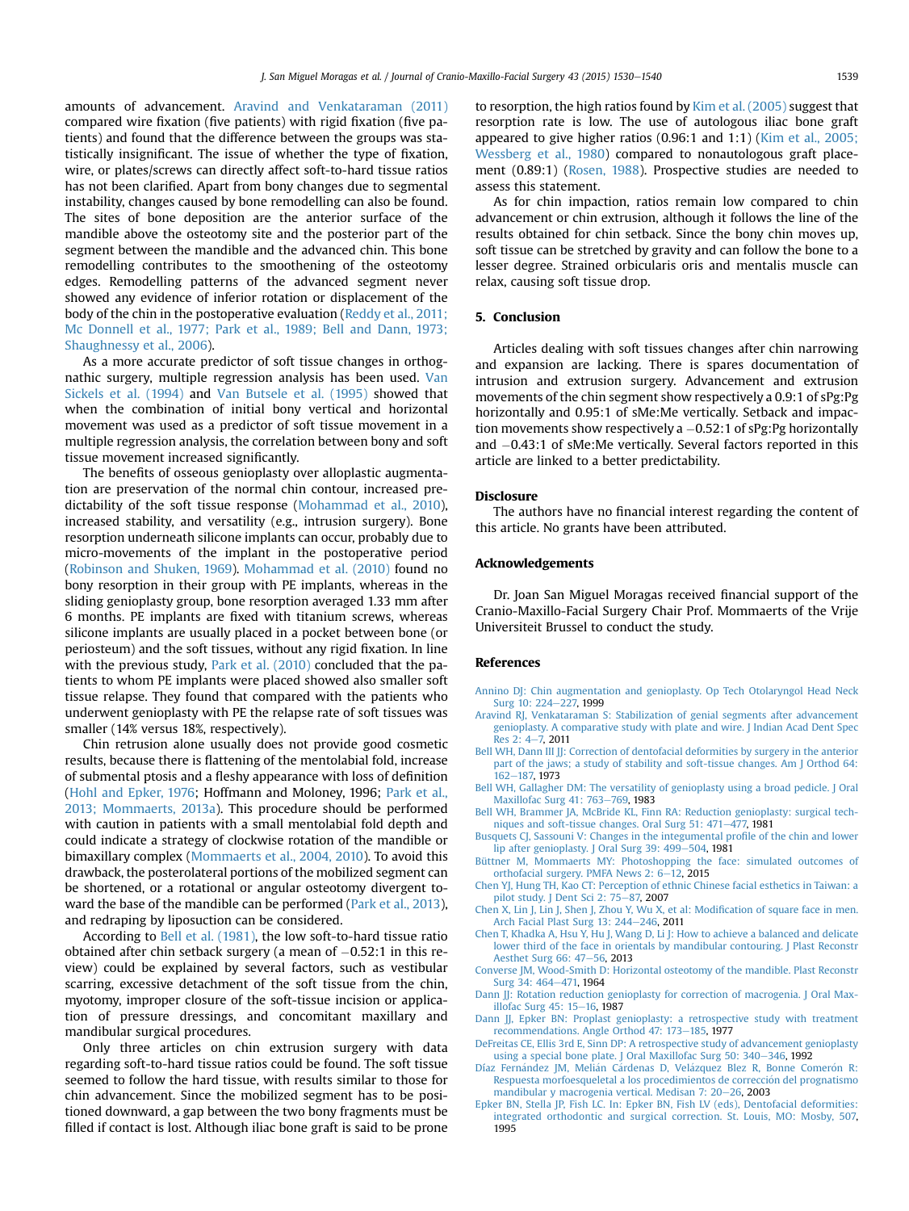amounts of advancement. Aravind and Venkataraman (2011) compared wire fixation (five patients) with rigid fixation (five patients) and found that the difference between the groups was statistically insignificant. The issue of whether the type of fixation, wire, or plates/screws can directly affect soft-to-hard tissue ratios has not been clarified. Apart from bony changes due to segmental instability, changes caused by bone remodelling can also be found. The sites of bone deposition are the anterior surface of the mandible above the osteotomy site and the posterior part of the segment between the mandible and the advanced chin. This bone remodelling contributes to the smoothening of the osteotomy edges. Remodelling patterns of the advanced segment never showed any evidence of inferior rotation or displacement of the body of the chin in the postoperative evaluation (Reddy et al., 2011; Mc Donnell et al., 1977; Park et al., 1989; Bell and Dann, 1973; Shaughnessy et al., 2006).

As a more accurate predictor of soft tissue changes in orthognathic surgery, multiple regression analysis has been used. Van Sickels et al. (1994) and Van Butsele et al. (1995) showed that when the combination of initial bony vertical and horizontal movement was used as a predictor of soft tissue movement in a multiple regression analysis, the correlation between bony and soft tissue movement increased significantly.

The benefits of osseous genioplasty over alloplastic augmentation are preservation of the normal chin contour, increased predictability of the soft tissue response (Mohammad et al., 2010), increased stability, and versatility (e.g., intrusion surgery). Bone resorption underneath silicone implants can occur, probably due to micro-movements of the implant in the postoperative period (Robinson and Shuken, 1969). Mohammad et al. (2010) found no bony resorption in their group with PE implants, whereas in the sliding genioplasty group, bone resorption averaged 1.33 mm after 6 months. PE implants are fixed with titanium screws, whereas silicone implants are usually placed in a pocket between bone (or periosteum) and the soft tissues, without any rigid fixation. In line with the previous study, Park et al. (2010) concluded that the patients to whom PE implants were placed showed also smaller soft tissue relapse. They found that compared with the patients who underwent genioplasty with PE the relapse rate of soft tissues was smaller (14% versus 18%, respectively).

Chin retrusion alone usually does not provide good cosmetic results, because there is flattening of the mentolabial fold, increase of submental ptosis and a fleshy appearance with loss of definition (Hohl and Epker, 1976; Hoffmann and Moloney, 1996; Park et al., 2013; Mommaerts, 2013a). This procedure should be performed with caution in patients with a small mentolabial fold depth and could indicate a strategy of clockwise rotation of the mandible or bimaxillary complex (Mommaerts et al., 2004, 2010). To avoid this drawback, the posterolateral portions of the mobilized segment can be shortened, or a rotational or angular osteotomy divergent toward the base of the mandible can be performed (Park et al., 2013), and redraping by liposuction can be considered.

According to Bell et al. (1981), the low soft-to-hard tissue ratio obtained after chin setback surgery (a mean of −0.52:1 in this review) could be explained by several factors, such as vestibular scarring, excessive detachment of the soft tissue from the chin, myotomy, improper closure of the soft-tissue incision or application of pressure dressings, and concomitant maxillary and mandibular surgical procedures.

Only three articles on chin extrusion surgery with data regarding soft-to-hard tissue ratios could be found. The soft tissue seemed to follow the hard tissue, with results similar to those for chin advancement. Since the mobilized segment has to be positioned downward, a gap between the two bony fragments must be filled if contact is lost. Although iliac bone graft is said to be prone to resorption, the high ratios found by Kim et al. (2005) suggest that resorption rate is low. The use of autologous iliac bone graft appeared to give higher ratios (0.96:1 and 1:1) (Kim et al., 2005; Wessberg et al., 1980) compared to nonautologous graft placement (0.89:1) (Rosen, 1988). Prospective studies are needed to assess this statement.

As for chin impaction, ratios remain low compared to chin advancement or chin extrusion, although it follows the line of the results obtained for chin setback. Since the bony chin moves up, soft tissue can be stretched by gravity and can follow the bone to a lesser degree. Strained orbicularis oris and mentalis muscle can relax, causing soft tissue drop.

## 5. Conclusion

Articles dealing with soft tissues changes after chin narrowing and expansion are lacking. There is spares documentation of intrusion and extrusion surgery. Advancement and extrusion movements of the chin segment show respectively a 0.9:1 of sPg:Pg horizontally and 0.95:1 of sMe:Me vertically. Setback and impaction movements show respectively a −0.52:1 of sPg:Pg horizontally and −0.43:1 of sMe:Me vertically. Several factors reported in this article are linked to a better predictability.

## Disclosure

The authors have no financial interest regarding the content of this article. No grants have been attributed.

## Acknowledgements

Dr. Joan San Miguel Moragas received financial support of the Cranio-Maxillo-Facial Surgery Chair Prof. Mommaerts of the Vrije Universiteit Brussel to conduct the study.

## References

Annino DJ: Chin augmentation and genioplasty. Op Tech Otolaryngol Head Neck Surg 10: 224–227, 1999

Aravind RJ, Venkataraman S: Stabilization of genial segments after advancement genioplasty. A comparative study with plate and wire. J Indian Acad Dent Spec Res 2: 4–7, 2011

Bell WH, Dann III JJ: Correction of dentofacial deformities by surgery in the anterior part of the jaws; a study of stability and soft-tissue changes. Am J Orthod 64: 162–187, 1973

Bell WH, Gallagher DM: The versatility of genioplasty using a broad pedicle. J Oral Maxillofac Surg 41: 763–769, 1983

Bell WH, Brammer JA, McBride KL, Finn RA: Reduction genioplasty: surgical techniques and soft-tissue changes. Oral Surg 51: 471–477, 1981

Busquets CJ, Sassouni V: Changes in the integumental profile of the chin and lower lip after genioplasty. J Oral Surg 39: 499–504, 1981

Büttner M, Mommaerts MY: Photoshopping the face: simulated outcomes of orthofacial surgery. PMFA News 2: 6–12, 2015

Chen YJ, Hung TH, Kao CT: Perception of ethnic Chinese facial esthetics in Taiwan: a pilot study. J Dent Sci 2: 75–87, 2007

Chen X, Lin J, Lin J, Shen J, Zhou Y, Wu X, et al: Modification of square face in men. Arch Facial Plast Surg 13: 244–246, 2011

Chen T, Khadka A, Hsu Y, Hu J, Wang D, Li J: How to achieve a balanced and delicate lower third of the face in orientals by mandibular contouring. J Plast Reconstr Aesthet Surg 66: 47–56, 2013

Converse JM, Wood-Smith D: Horizontal osteotomy of the mandible. Plast Reconstr Surg 34: 464–471, 1964

Dann JJ: Rotation reduction genioplasty for correction of macrogenia. J Oral Maxillofac Surg 45: 15–16, 1987

Dann JJ, Epker BN: Proplast genioplasty: a retrospective study with treatment recommendations. Angle Orthod 47: 173–185, 1977

DeFreitas CE, Ellis 3rd E, Sinn DP: A retrospective study of advancement genioplasty using a special bone plate. J Oral Maxillofac Surg 50: 340–346, 1992

Díaz Fernández JM, Melián Cárdenas D, Velázquez Blez R, Bonne Comerón R: Respuesta morfoesqueletal a los procedimientos de corrección del prognatismo mandibular y macrogenia vertical. Medisan 7: 20–26, 2003

Epker BN, Stella JP, Fish LC. In: Epker BN, Fish LV (eds), Dentofacial deformities: integrated orthodontic and surgical correction. St. Louis, MO: Mosby, 507, 1995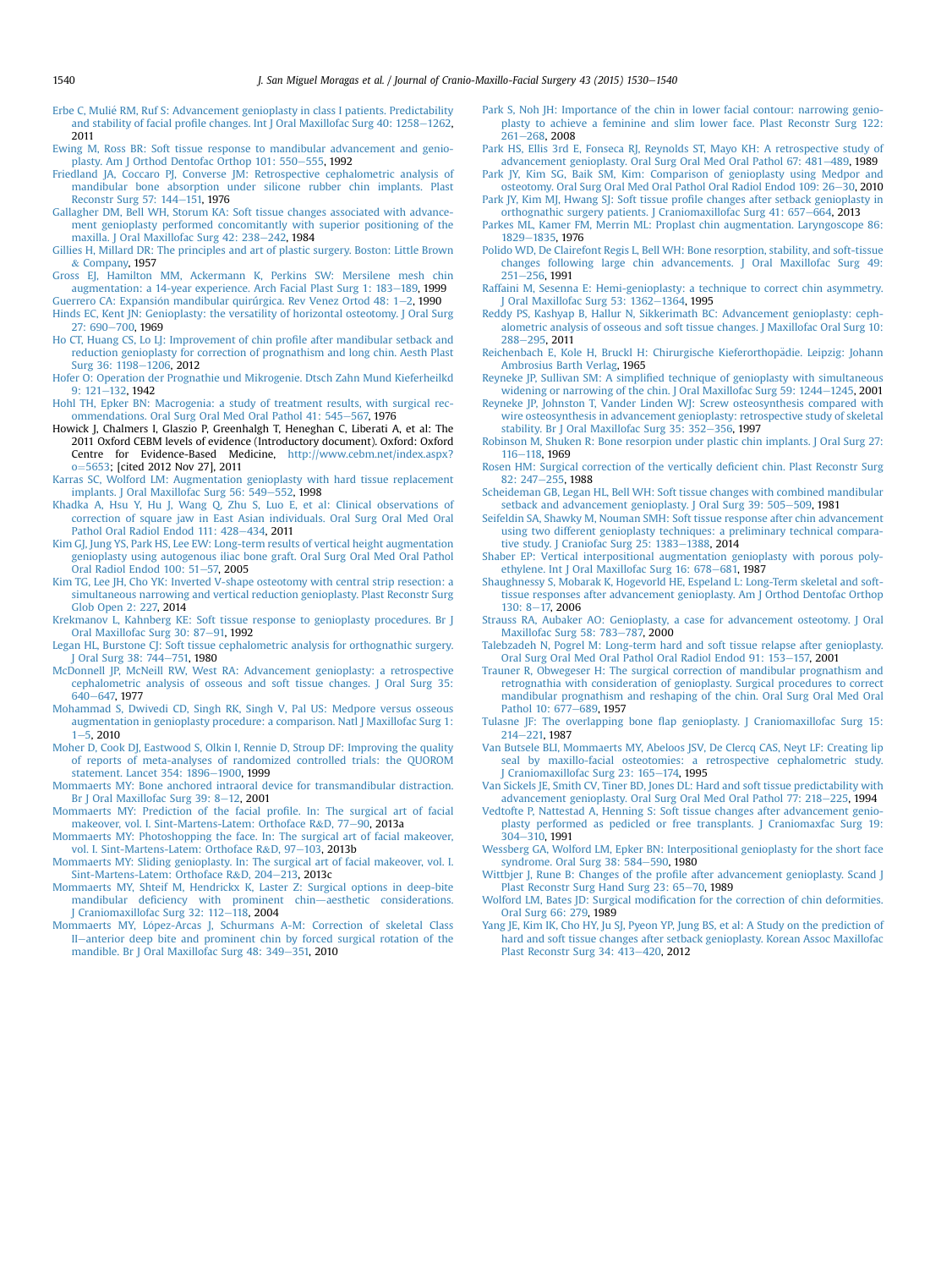Erbe C, Mulié RM, Ruf S: Advancement genioplasty in class I patients. Predictability and stability of facial profile changes. Int J Oral Maxillofac Surg 40: 1258–1262, 2011

Ewing M, Ross BR: Soft tissue response to mandibular advancement and genioplasty. Am J Orthod Dentofac Orthop 101: 550–555, 1992

Friedland JA, Coccaro PJ, Converse JM: Retrospective cephalometric analysis of mandibular bone absorption under silicone rubber chin implants. Plast Reconstr Surg 57: 144–151, 1976

Gallagher DM, Bell WH, Storum KA: Soft tissue changes associated with advancement genioplasty performed concomitantly with superior positioning of the maxilla. J Oral Maxillofac Surg 42: 238–242, 1984

Gillies H, Millard DR: The principles and art of plastic surgery. Boston: Little Brown & Company, 1957

Gross EJ, Hamilton MM, Ackermann K, Perkins SW: Mersilene mesh chin augmentation: a 14-year experience. Arch Facial Plast Surg 1: 183–189, 1999

Guerrero CA: Expansión mandibular quirúrgica. Rev Venez Ortod 48: 1–2, 1990

Hinds EC, Kent JN: Genioplasty: the versatility of horizontal osteotomy. J Oral Surg 27: 690–700, 1969

Ho CT, Huang CS, Lo LJ: Improvement of chin profile after mandibular setback and reduction genioplasty for correction of prognathism and long chin. Aesth Plast Surg 36: 1198–1206, 2012

Hofer O: Operation der Prognathie und Mikrogenie. Dtsch Zahn Mund Kieferheilkd 9: 121–132, 1942

Hohl TH, Epker BN: Macrogenia: a study of treatment results, with surgical recommendations. Oral Surg Oral Med Oral Pathol 41: 545–567, 1976

Howick J, Chalmers I, Glaszio P, Greenhalgh T, Heneghan C, Liberati A, et al: The 2011 Oxford CEBM levels of evidence (Introductory document). Oxford: Oxford Centre for Evidence-Based Medicine, http://www.cebm.net/index.aspx?o=5653; [cited 2012 Nov 27], 2011

Karras SC, Wolford LM: Augmentation genioplasty with hard tissue replacement implants. J Oral Maxillofac Surg 56: 549–552, 1998

Khadka A, Hsu Y, Hu J, Wang Q, Zhu S, Luo E, et al: Clinical observations of correction of square jaw in East Asian individuals. Oral Surg Oral Med Oral Pathol Oral Radiol Endod 111: 428–434, 2011

Kim GJ, Jung YS, Park HS, Lee EW: Long-term results of vertical height augmentation genioplasty using autogenous iliac bone graft. Oral Surg Oral Med Oral Pathol Oral Radiol Endod 100: 51–57, 2005

Kim TG, Lee JH, Cho YK: Inverted V-shape osteotomy with central strip resection: a simultaneous narrowing and vertical reduction genioplasty. Plast Reconstr Surg Glob Open 2: 227, 2014

Krekmanov L, Kahnberg KE: Soft tissue response to genioplasty procedures. Br J Oral Maxillofac Surg 30: 87–91, 1992

Legan HL, Burstone CJ: Soft tissue cephalometric analysis for orthognathic surgery. J Oral Surg 38: 744–751, 1980

McDonnell JP, McNeill RW, West RA: Advancement genioplasty: a retrospective cephalometric analysis of osseous and soft tissue changes. J Oral Surg 35: 640–647, 1977

Mohammad S, Dwivedi CD, Singh RK, Singh V, Pal US: Medpore versus osseous augmentation in genioplasty procedure: a comparison. Natl J Maxillofac Surg 1: 1–5, 2010

Moher D, Cook DJ, Eastwood S, Olkin I, Rennie D, Stroup DF: Improving the quality of reports of meta-analyses of randomized controlled trials: the QUOROM statement. Lancet 354: 1896–1900, 1999

Mommaerts MY: Bone anchored intraoral device for transmandibular distraction. Br J Oral Maxillofac Surg 39: 8–12, 2001

Mommaerts MY: Prediction of the facial profile. In: The surgical art of facial makeover, vol. I. Sint-Martens-Latem: Orthoface R&D, 77–90, 2013a

Mommaerts MY: Photoshopping the face. In: The surgical art of facial makeover, vol. I. Sint-Martens-Latem: Orthoface R&D, 97–103, 2013b

Mommaerts MY: Sliding genioplasty. In: The surgical art of facial makeover, vol. I. Sint-Martens-Latem: Orthoface R&D, 204–213, 2013c

Mommaerts MY, Shteif M, Hendrickx K, Laster Z: Surgical options in deep-bite mandibular deficiency with prominent chin—aesthetic considerations. J Craniomaxillofac Surg 32: 112–118, 2004

Mommaerts MY, López-Arcas J, Schurmans A-M: Correction of skeletal Class II—anterior deep bite and prominent chin by forced surgical rotation of the mandible. Br J Oral Maxillofac Surg 48: 349–351, 2010

Park S, Noh JH: Importance of the chin in lower facial contour: narrowing genioplasty to achieve a feminine and slim lower face. Plast Reconstr Surg 122: 261–268, 2008

Park HS, Ellis 3rd E, Fonseca RJ, Reynolds ST, Mayo KH: A retrospective study of advancement genioplasty. Oral Surg Oral Med Oral Pathol 67: 481–489, 1989

Park JY, Kim SG, Baik SM, Kim: Comparison of genioplasty using Medpor and osteotomy. Oral Surg Oral Med Oral Pathol Oral Radiol Endod 109: 26–30, 2010

Park JY, Kim MJ, Hwang SJ: Soft tissue profile changes after setback genioplasty in orthognathic surgery patients. J Craniomaxillofac Surg 41: 657–664, 2013

Parkes ML, Kamer FM, Merrin ML: Proplast chin augmentation. Laryngoscope 86: 1829–1835, 1976

Polido WD, De Clairefont Regis L, Bell WH: Bone resorption, stability, and soft-tissue changes following large chin advancements. J Oral Maxillofac Surg 49: 251–256, 1991

Raffaini M, Sesenna E: Hemi-genioplasty: a technique to correct chin asymmetry. J Oral Maxillofac Surg 53: 1362–1364, 1995

Reddy PS, Kashyap B, Hallur N, Sikkerimath BC: Advancement genioplasty: cephalometric analysis of osseous and soft tissue changes. J Maxillofac Oral Surg 10: 288–295, 2011

Reichenbach E, Kole H, Bruckl H: Chirurgische Kieferorthopädie. Leipzig: Johann Ambrosius Barth Verlag, 1965

Reyneke JP, Sullivan SM: A simplified technique of genioplasty with simultaneous widening or narrowing of the chin. J Oral Maxillofac Surg 59: 1244–1245, 2001

Reyneke JP, Johnston T, Vander Linden WJ: Screw osteosynthesis compared with wire osteosynthesis in advancement genioplasty: retrospective study of skeletal stability. Br J Oral Maxillofac Surg 35: 352–356, 1997

Robinson M, Shuken R: Bone resorption under plastic chin implants. J Oral Surg 27: 116–118, 1969

Rosen HM: Surgical correction of the vertically deficient chin. Plast Reconstr Surg 82: 247–255, 1988

Scheideman GB, Legan HL, Bell WH: Soft tissue changes with combined mandibular setback and advancement genioplasty. J Oral Surg 39: 505–509, 1981

Seifeldin SA, Shawky M, Nouman SMH: Soft tissue response after chin advancement using two different genioplasty techniques: a preliminary technical comparative study. J Craniofac Surg 25: 1383–1388, 2014

Shaber EP: Vertical interpositional augmentation genioplasty with porous polyethylene. Int J Oral Maxillofac Surg 16: 678–681, 1987

Shaughnessy S, Mobarak K, Hogevorld HE, Espeland L: Long-Term skeletal and soft-tissue responses after advancement genioplasty. Am J Orthod Dentofac Orthop 130: 8–17, 2006

Strauss RA, Aubaker AO: Genioplasty, a case for advancement osteotomy. J Oral Maxillofac Surg 58: 783–787, 2000

Talebzadeh N, Pogrel M: Long-term hard and soft tissue relapse after genioplasty. Oral Surg Oral Med Oral Pathol Oral Radiol Endod 91: 153–157, 2001

Trauner R, Obwegeser H: The surgical correction of mandibular prognathism and retrognathia with consideration of genioplasty. Surgical procedures to correct mandibular prognathism and reshaping of the chin. Oral Surg Oral Med Oral Pathol 10: 677–689, 1957

Tulasne JF: The overlapping bone flap genioplasty. J Craniomaxillofac Surg 15: 214–221, 1987

Van Butsele BLJ, Mommaerts MY, Abeloos JSV, De Clercq CAS, Neyt LF: Creating lip seal by maxillo-facial osteotomies: a retrospective cephalometric study. J Craniomaxillofac Surg 23: 165–174, 1995

Van Sickels JE, Smith CV, Tiner BD, Jones DL: Hard and soft tissue predictability with advancement genioplasty. Oral Surg Oral Med Oral Pathol 77: 218–225, 1994

Vedtofte P, Nattestad A, Henning S: Soft tissue changes after advancement genioplasty performed as pedicled or free transplants. J Craniomaxfac Surg 19: 304–310, 1991

Wessberg GA, Wolford LM, Epker BN: Interpositional genioplasty for the short face syndrome. Oral Surg 38: 584–590, 1980

Wittbjer J, Rune B: Changes of the profile after advancement genioplasty. Scand J Plast Reconstr Surg Hand Surg 23: 65–70, 1989

Wolford LM, Bates JD: Surgical modification for the correction of chin deformities. Oral Surg 66: 279, 1989

Yang JE, Kim IK, Cho HY, Ju SJ, Pyeon YP, Jung BS, et al: A Study on the prediction of hard and soft tissue changes after setback genioplasty. Korean Assoc Maxillofac Plast Reconstr Surg 34: 413–420, 2012